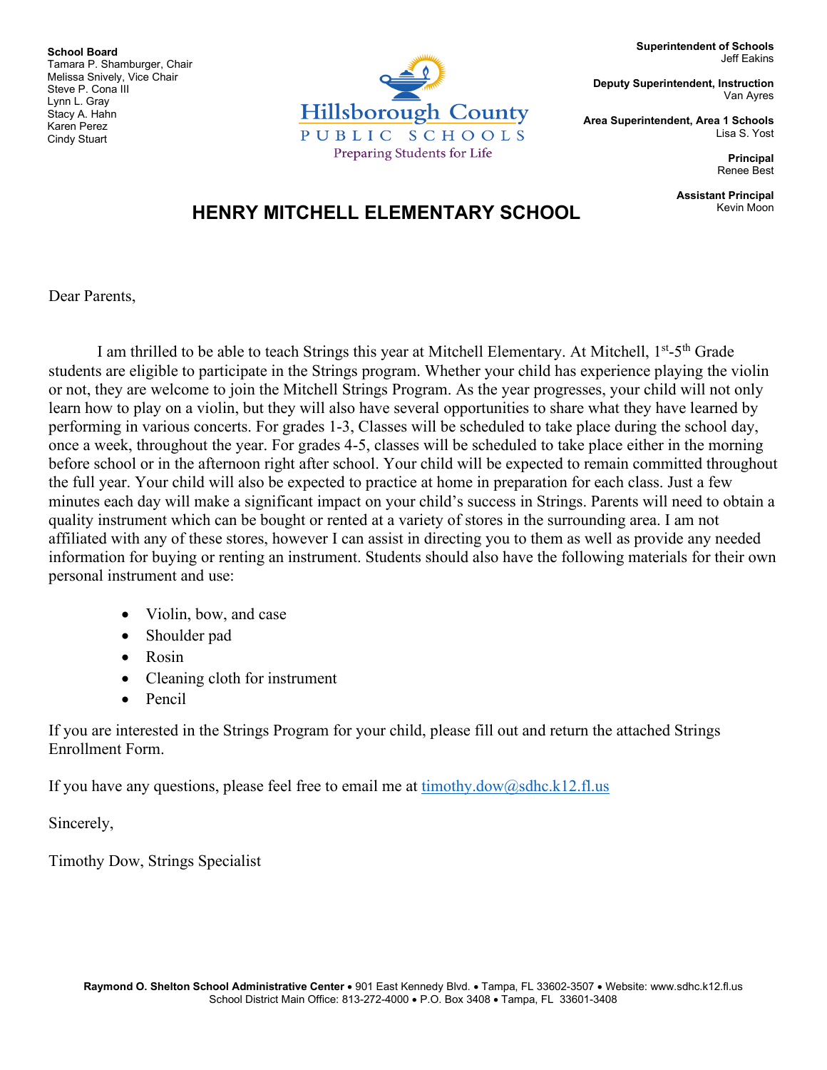**School Board**
Tamara P. Shamburger, Chair
Melissa Snively, Vice Chair
Steve P. Cona III
Lynn L. Gray
Stacy A. Hahn
Karen Perez
Cindy Stuart

Hillsborough County
PUBLIC SCHOOLS
Preparing Students for Life

**Superintendent of Schools**
Jeff Eakins

**Deputy Superintendent, Instruction**
Van Ayres

**Area Superintendent, Area 1 Schools**
Lisa S. Yost

**Principal**
Renee Best

**Assistant Principal**
Kevin Moon

# HENRY MITCHELL ELEMENTARY SCHOOL

Dear Parents,

I am thrilled to be able to teach Strings this year at Mitchell Elementary. At Mitchell, 1st-5th Grade students are eligible to participate in the Strings program. Whether your child has experience playing the violin or not, they are welcome to join the Mitchell Strings Program. As the year progresses, your child will not only learn how to play on a violin, but they will also have several opportunities to share what they have learned by performing in various concerts. For grades 1-3, Classes will be scheduled to take place during the school day, once a week, throughout the year. For grades 4-5, classes will be scheduled to take place either in the morning before school or in the afternoon right after school. Your child will be expected to remain committed throughout the full year. Your child will also be expected to practice at home in preparation for each class. Just a few minutes each day will make a significant impact on your child's success in Strings. Parents will need to obtain a quality instrument which can be bought or rented at a variety of stores in the surrounding area. I am not affiliated with any of these stores, however I can assist in directing you to them as well as provide any needed information for buying or renting an instrument. Students should also have the following materials for their own personal instrument and use:

- Violin, bow, and case
- Shoulder pad
- Rosin
- Cleaning cloth for instrument
- Pencil

If you are interested in the Strings Program for your child, please fill out and return the attached Strings Enrollment Form.

If you have any questions, please feel free to email me at timothy.dow@sdhc.k12.fl.us

Sincerely,

Timothy Dow, Strings Specialist

**Raymond O. Shelton School Administrative Center** • 901 East Kennedy Blvd. • Tampa, FL 33602-3507 • Website: www.sdhc.k12.fl.us
School District Main Office: 813-272-4000 • P.O. Box 3408 • Tampa, FL 33601-3408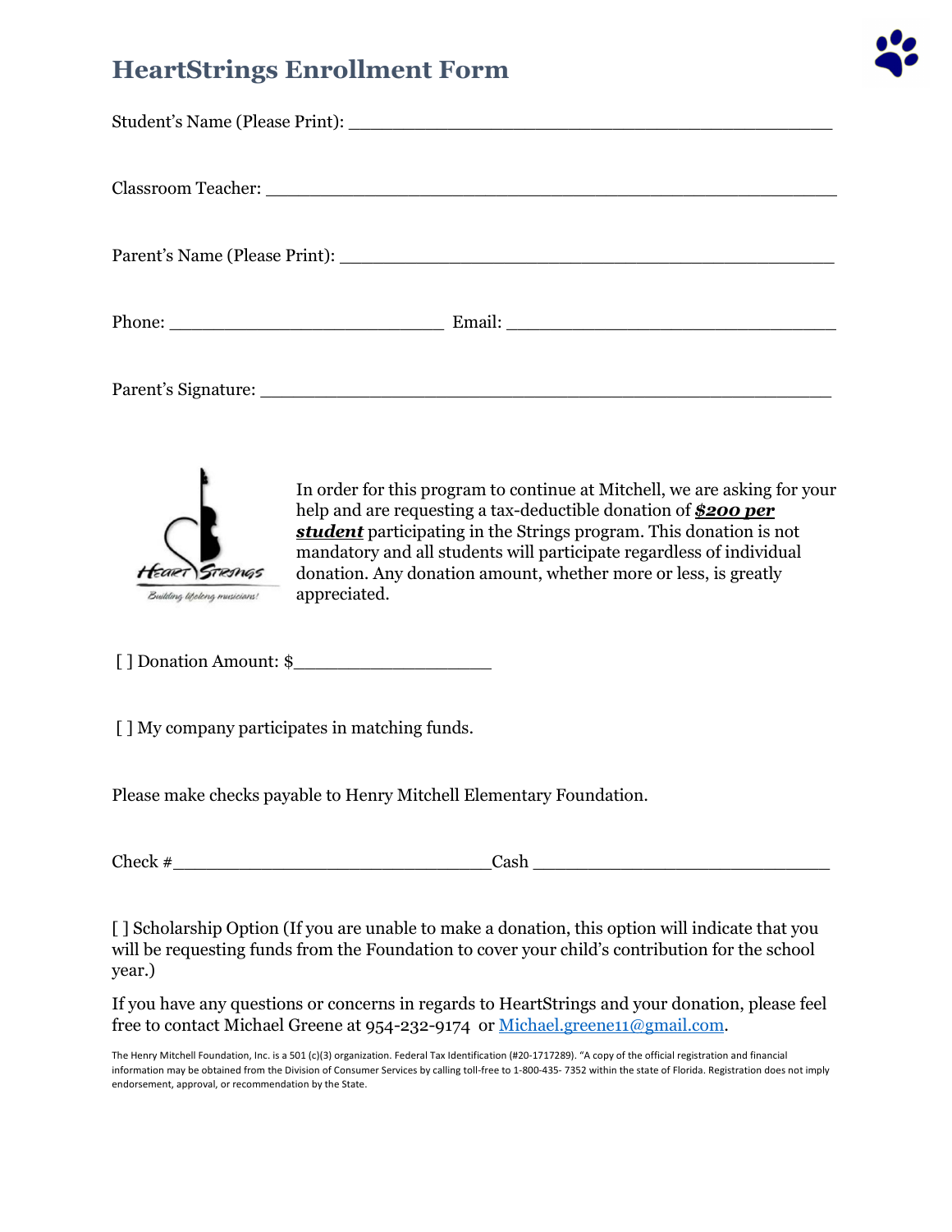# HeartStrings Enrollment Form

Student's Name (Please Print): ____________________________________________

Classroom Teacher: ____________________________________________________

Parent's Name (Please Print): ___________________________________________

Phone: __________________________ Email: _______________________________

Parent's Signature: _____________________________________________________

In order for this program to continue at Mitchell, we are asking for your help and are requesting a tax-deductible donation of ***$200 per student*** participating in the Strings program. This donation is not mandatory and all students will participate regardless of individual donation. Any donation amount, whether more or less, is greatly appreciated.

[ ] Donation Amount: $__________________

[ ] My company participates in matching funds.

Please make checks payable to Henry Mitchell Elementary Foundation.

Check #______________________________Cash ____________________________

[ ] Scholarship Option (If you are unable to make a donation, this option will indicate that you will be requesting funds from the Foundation to cover your child's contribution for the school year.)

If you have any questions or concerns in regards to HeartStrings and your donation, please feel free to contact Michael Greene at 954-232-9174 or Michael.greene11@gmail.com.

The Henry Mitchell Foundation, Inc. is a 501 (c)(3) organization. Federal Tax Identification (#20-1717289). "A copy of the official registration and financial information may be obtained from the Division of Consumer Services by calling toll-free to 1-800-435- 7352 within the state of Florida. Registration does not imply endorsement, approval, or recommendation by the State.